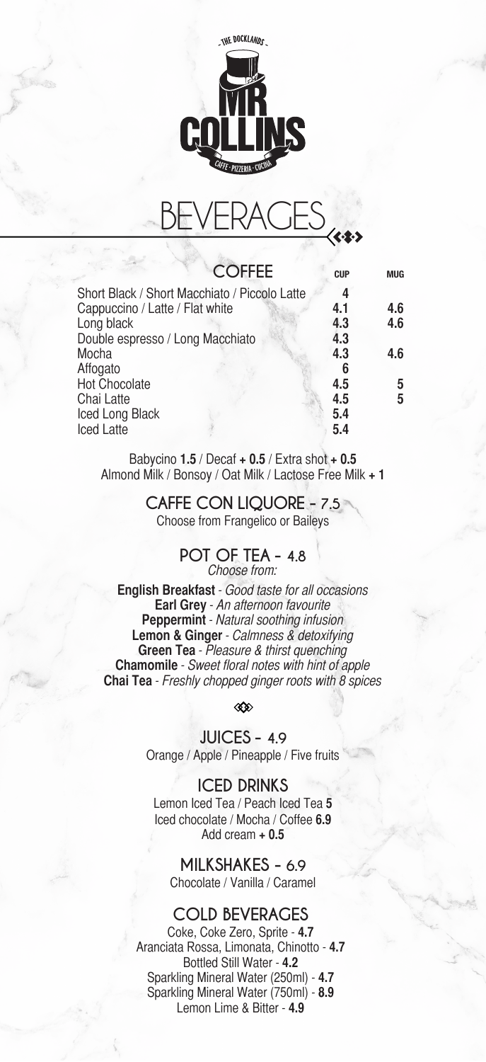THE DOCKLANDS

# MR COLLINS

CAFFE · PIZZERIA · CUCINA

## BEVERAGES

### COFFEE

| | CUP | MUG |
|---|---|---|
| Short Black / Short Macchiato / Piccolo Latte | 4 | |
| Cappuccino / Latte / Flat white | 4.1 | 4.6 |
| Long black | 4.3 | 4.6 |
| Double espresso / Long Macchiato | 4.3 | |
| Mocha | 4.3 | 4.6 |
| Affogato | 6 | |
| Hot Chocolate | 4.5 | 5 |
| Chai Latte | 4.5 | 5 |
| Iced Long Black | 5.4 | |
| Iced Latte | 5.4 | |

Babycino **1.5** / Decaf **+ 0.5** / Extra shot **+ 0.5**
Almond Milk / Bonsoy / Oat Milk / Lactose Free Milk **+ 1**

### CAFFE CON LIQUORE - 7.5

Choose from Frangelico or Baileys

### POT OF TEA - 4.8

*Choose from:*

**English Breakfast** - *Good taste for all occasions*
**Earl Grey** - *An afternoon favourite*
**Peppermint** - *Natural soothing infusion*
**Lemon & Ginger** - *Calmness & detoxifying*
**Green Tea** - *Pleasure & thirst quenching*
**Chamomile** - *Sweet floral notes with hint of apple*
**Chai Tea** - *Freshly chopped ginger roots with 8 spices*

### JUICES - 4.9

Orange / Apple / Pineapple / Five fruits

### ICED DRINKS

Lemon Iced Tea / Peach Iced Tea **5**
Iced chocolate / Mocha / Coffee **6.9**
Add cream **+ 0.5**

### MILKSHAKES - 6.9

Chocolate / Vanilla / Caramel

### COLD BEVERAGES

Coke, Coke Zero, Sprite - **4.7**
Aranciata Rossa, Limonata, Chinotto - **4.7**
Bottled Still Water - **4.2**
Sparkling Mineral Water (250ml) - **4.7**
Sparkling Mineral Water (750ml) - **8.9**
Lemon Lime & Bitter - **4.9**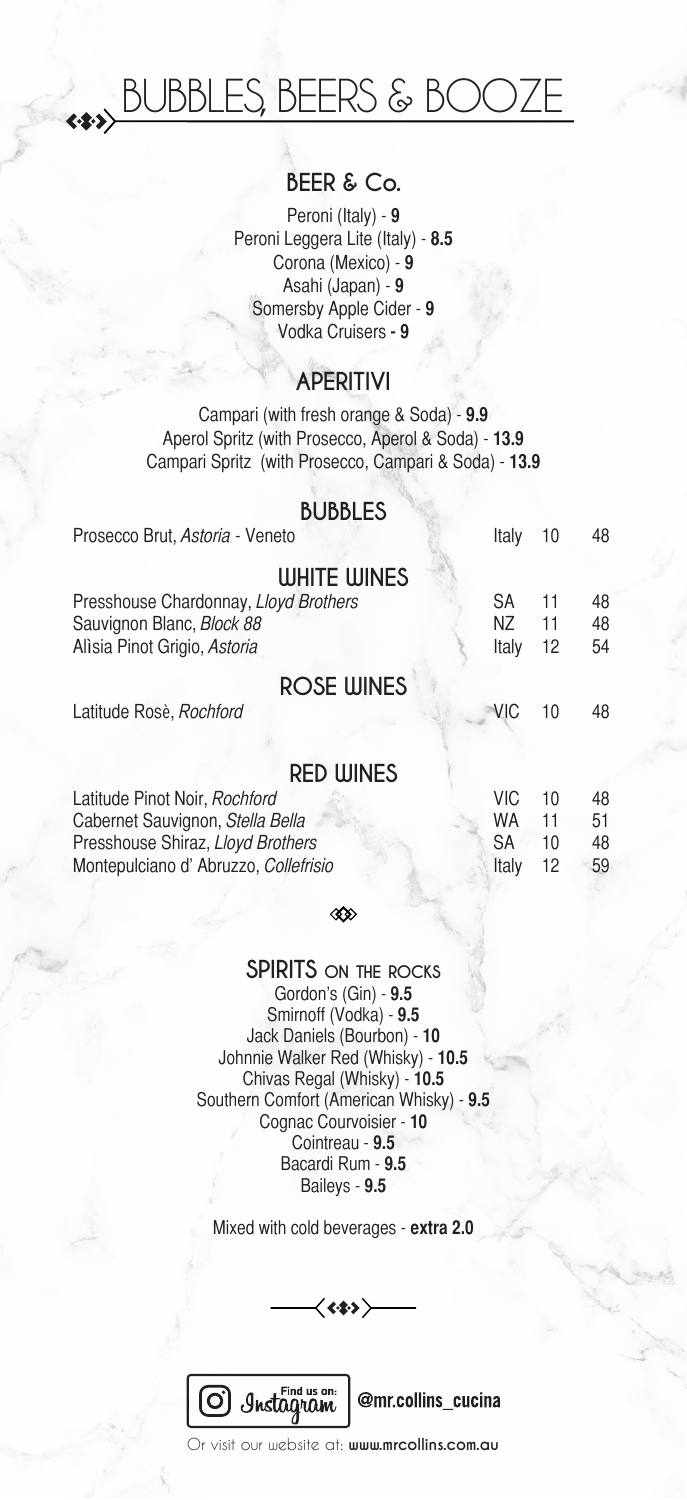# BUBBLES, BEERS & BOOZE

## BEER & Co.

Peroni (Italy) - **9**
Peroni Leggera Lite (Italy) - **8.5**
Corona (Mexico) - **9**
Asahi (Japan) - **9**
Somersby Apple Cider - **9**
Vodka Cruisers **- 9**

## APERITIVI

Campari (with fresh orange & Soda) - **9.9**
Aperol Spritz (with Prosecco, Aperol & Soda) - **13.9**
Campari Spritz (with Prosecco, Campari & Soda) - **13.9**

## BUBBLES

| | | | |
|---|---|---|---|
| Prosecco Brut, *Astoria* - Veneto | Italy | 10 | 48 |

## WHITE WINES

| | | | |
|---|---|---|---|
| Presshouse Chardonnay, *Lloyd Brothers* | SA | 11 | 48 |
| Sauvignon Blanc, *Block 88* | NZ | 11 | 48 |
| Alìsia Pinot Grigio, *Astoria* | Italy | 12 | 54 |

## ROSE WINES

| | | | |
|---|---|---|---|
| Latitude Rosè, *Rochford* | VIC | 10 | 48 |

## RED WINES

| | | | |
|---|---|---|---|
| Latitude Pinot Noir, *Rochford* | VIC | 10 | 48 |
| Cabernet Sauvignon, *Stella Bella* | WA | 11 | 51 |
| Presshouse Shiraz, *Lloyd Brothers* | SA | 10 | 48 |
| Montepulciano d' Abruzzo, *Collefrisio* | Italy | 12 | 59 |

## SPIRITS ON THE ROCKS

Gordon's (Gin) - **9.5**
Smirnoff (Vodka) - **9.5**
Jack Daniels (Bourbon) - **10**
Johnnie Walker Red (Whisky) - **10.5**
Chivas Regal (Whisky) - **10.5**
Southern Comfort (American Whisky) - **9.5**
Cognac Courvoisier - **10**
Cointreau - **9.5**
Bacardi Rum - **9.5**
Baileys - **9.5**

Mixed with cold beverages - **extra 2.0**

Find us on: Instagram @mr.collins_cucina

Or visit our website at: **www.mrcollins.com.au**